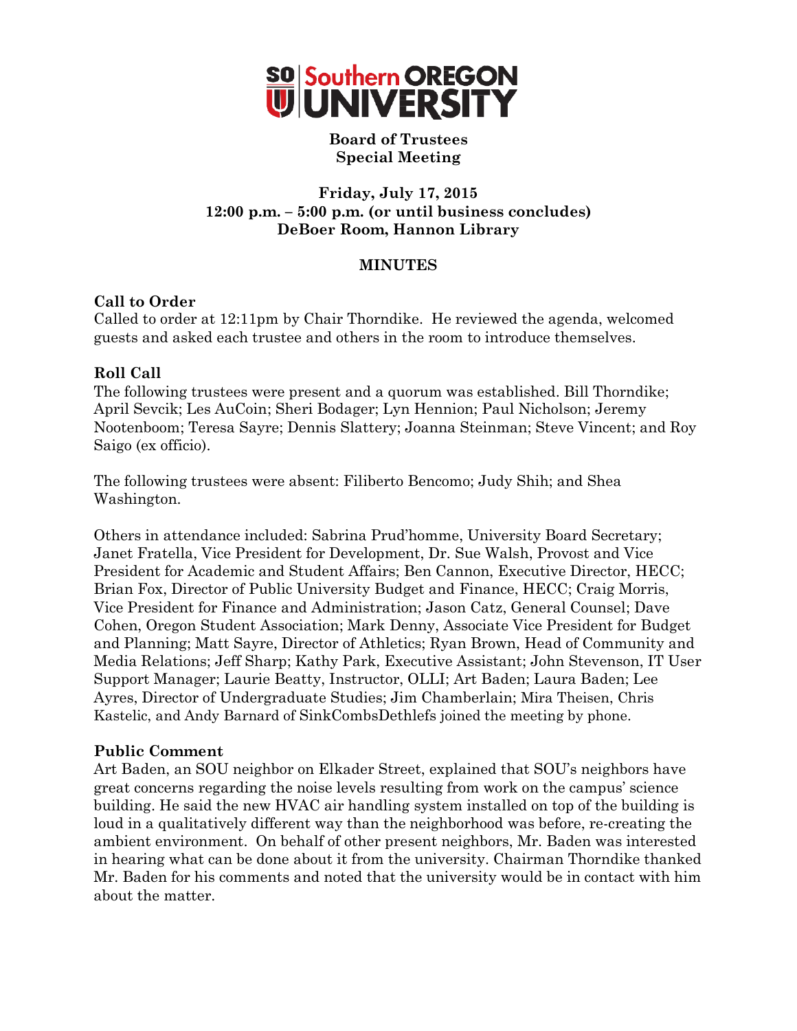# Southern Oregon University

**Board of Trustees**
**Special Meeting**

**Friday, July 17, 2015**
**12:00 p.m. – 5:00 p.m. (or until business concludes)**
**DeBoer Room, Hannon Library**

**MINUTES**

## Call to Order

Called to order at 12:11pm by Chair Thorndike. He reviewed the agenda, welcomed guests and asked each trustee and others in the room to introduce themselves.

## Roll Call

The following trustees were present and a quorum was established. Bill Thorndike; April Sevcik; Les AuCoin; Sheri Bodager; Lyn Hennion; Paul Nicholson; Jeremy Nootenboom; Teresa Sayre; Dennis Slattery; Joanna Steinman; Steve Vincent; and Roy Saigo (ex officio).

The following trustees were absent: Filiberto Bencomo; Judy Shih; and Shea Washington.

Others in attendance included: Sabrina Prud'homme, University Board Secretary; Janet Fratella, Vice President for Development, Dr. Sue Walsh, Provost and Vice President for Academic and Student Affairs; Ben Cannon, Executive Director, HECC; Brian Fox, Director of Public University Budget and Finance, HECC; Craig Morris, Vice President for Finance and Administration; Jason Catz, General Counsel; Dave Cohen, Oregon Student Association; Mark Denny, Associate Vice President for Budget and Planning; Matt Sayre, Director of Athletics; Ryan Brown, Head of Community and Media Relations; Jeff Sharp; Kathy Park, Executive Assistant; John Stevenson, IT User Support Manager; Laurie Beatty, Instructor, OLLI; Art Baden; Laura Baden; Lee Ayres, Director of Undergraduate Studies; Jim Chamberlain; Mira Theisen, Chris Kastelic, and Andy Barnard of SinkCombsDethlefs joined the meeting by phone.

## Public Comment

Art Baden, an SOU neighbor on Elkader Street, explained that SOU's neighbors have great concerns regarding the noise levels resulting from work on the campus' science building. He said the new HVAC air handling system installed on top of the building is loud in a qualitatively different way than the neighborhood was before, re-creating the ambient environment. On behalf of other present neighbors, Mr. Baden was interested in hearing what can be done about it from the university. Chairman Thorndike thanked Mr. Baden for his comments and noted that the university would be in contact with him about the matter.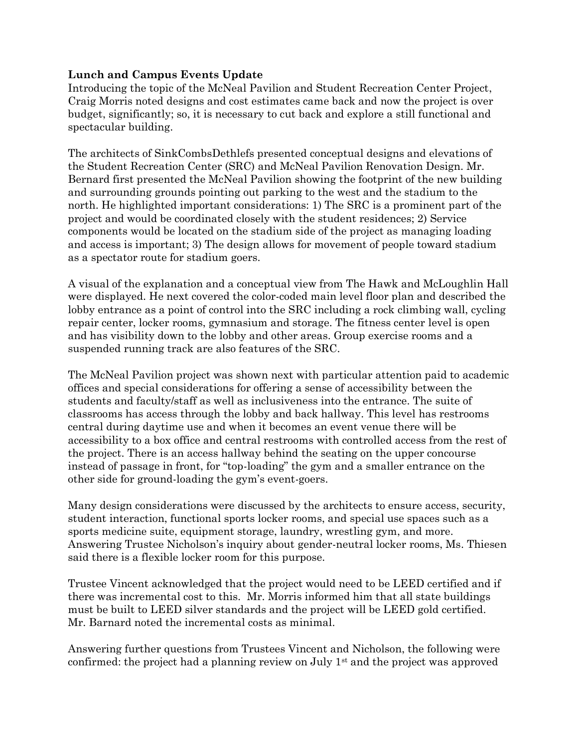**Lunch and Campus Events Update**

Introducing the topic of the McNeal Pavilion and Student Recreation Center Project, Craig Morris noted designs and cost estimates came back and now the project is over budget, significantly; so, it is necessary to cut back and explore a still functional and spectacular building.

The architects of SinkCombsDethlefs presented conceptual designs and elevations of the Student Recreation Center (SRC) and McNeal Pavilion Renovation Design. Mr. Bernard first presented the McNeal Pavilion showing the footprint of the new building and surrounding grounds pointing out parking to the west and the stadium to the north. He highlighted important considerations: 1) The SRC is a prominent part of the project and would be coordinated closely with the student residences; 2) Service components would be located on the stadium side of the project as managing loading and access is important; 3) The design allows for movement of people toward stadium as a spectator route for stadium goers.

A visual of the explanation and a conceptual view from The Hawk and McLoughlin Hall were displayed. He next covered the color-coded main level floor plan and described the lobby entrance as a point of control into the SRC including a rock climbing wall, cycling repair center, locker rooms, gymnasium and storage. The fitness center level is open and has visibility down to the lobby and other areas. Group exercise rooms and a suspended running track are also features of the SRC.

The McNeal Pavilion project was shown next with particular attention paid to academic offices and special considerations for offering a sense of accessibility between the students and faculty/staff as well as inclusiveness into the entrance. The suite of classrooms has access through the lobby and back hallway. This level has restrooms central during daytime use and when it becomes an event venue there will be accessibility to a box office and central restrooms with controlled access from the rest of the project. There is an access hallway behind the seating on the upper concourse instead of passage in front, for "top-loading" the gym and a smaller entrance on the other side for ground-loading the gym's event-goers.

Many design considerations were discussed by the architects to ensure access, security, student interaction, functional sports locker rooms, and special use spaces such as a sports medicine suite, equipment storage, laundry, wrestling gym, and more. Answering Trustee Nicholson's inquiry about gender-neutral locker rooms, Ms. Thiesen said there is a flexible locker room for this purpose.

Trustee Vincent acknowledged that the project would need to be LEED certified and if there was incremental cost to this. Mr. Morris informed him that all state buildings must be built to LEED silver standards and the project will be LEED gold certified. Mr. Barnard noted the incremental costs as minimal.

Answering further questions from Trustees Vincent and Nicholson, the following were confirmed: the project had a planning review on July 1st and the project was approved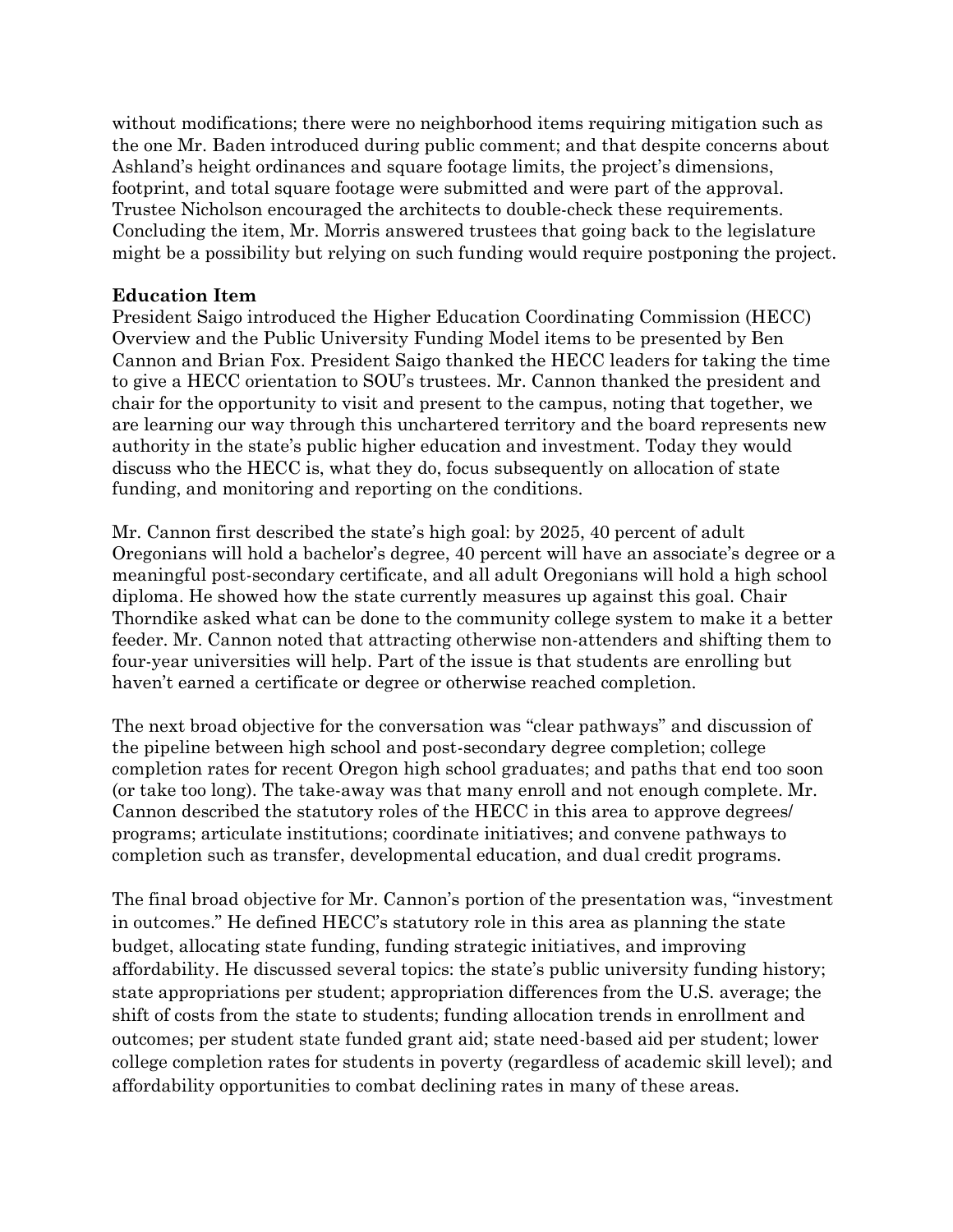without modifications; there were no neighborhood items requiring mitigation such as the one Mr. Baden introduced during public comment; and that despite concerns about Ashland's height ordinances and square footage limits, the project's dimensions, footprint, and total square footage were submitted and were part of the approval. Trustee Nicholson encouraged the architects to double-check these requirements. Concluding the item, Mr. Morris answered trustees that going back to the legislature might be a possibility but relying on such funding would require postponing the project.

**Education Item**

President Saigo introduced the Higher Education Coordinating Commission (HECC) Overview and the Public University Funding Model items to be presented by Ben Cannon and Brian Fox. President Saigo thanked the HECC leaders for taking the time to give a HECC orientation to SOU's trustees. Mr. Cannon thanked the president and chair for the opportunity to visit and present to the campus, noting that together, we are learning our way through this unchartered territory and the board represents new authority in the state's public higher education and investment. Today they would discuss who the HECC is, what they do, focus subsequently on allocation of state funding, and monitoring and reporting on the conditions.

Mr. Cannon first described the state's high goal: by 2025, 40 percent of adult Oregonians will hold a bachelor's degree, 40 percent will have an associate's degree or a meaningful post-secondary certificate, and all adult Oregonians will hold a high school diploma. He showed how the state currently measures up against this goal. Chair Thorndike asked what can be done to the community college system to make it a better feeder. Mr. Cannon noted that attracting otherwise non-attenders and shifting them to four-year universities will help. Part of the issue is that students are enrolling but haven't earned a certificate or degree or otherwise reached completion.

The next broad objective for the conversation was "clear pathways" and discussion of the pipeline between high school and post-secondary degree completion; college completion rates for recent Oregon high school graduates; and paths that end too soon (or take too long). The take-away was that many enroll and not enough complete. Mr. Cannon described the statutory roles of the HECC in this area to approve degrees/ programs; articulate institutions; coordinate initiatives; and convene pathways to completion such as transfer, developmental education, and dual credit programs.

The final broad objective for Mr. Cannon's portion of the presentation was, "investment in outcomes." He defined HECC's statutory role in this area as planning the state budget, allocating state funding, funding strategic initiatives, and improving affordability. He discussed several topics: the state's public university funding history; state appropriations per student; appropriation differences from the U.S. average; the shift of costs from the state to students; funding allocation trends in enrollment and outcomes; per student state funded grant aid; state need-based aid per student; lower college completion rates for students in poverty (regardless of academic skill level); and affordability opportunities to combat declining rates in many of these areas.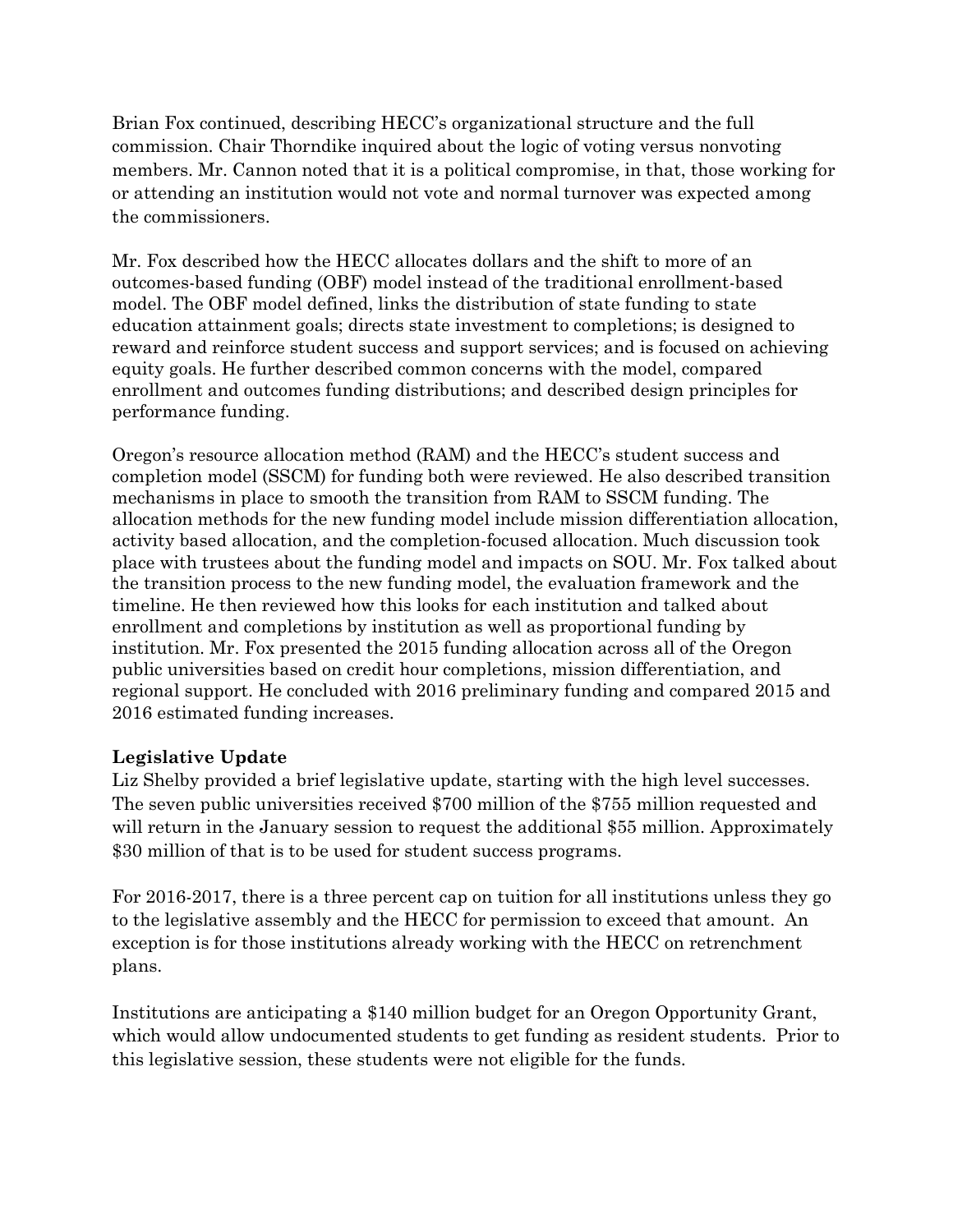Brian Fox continued, describing HECC's organizational structure and the full commission. Chair Thorndike inquired about the logic of voting versus nonvoting members. Mr. Cannon noted that it is a political compromise, in that, those working for or attending an institution would not vote and normal turnover was expected among the commissioners.

Mr. Fox described how the HECC allocates dollars and the shift to more of an outcomes-based funding (OBF) model instead of the traditional enrollment-based model. The OBF model defined, links the distribution of state funding to state education attainment goals; directs state investment to completions; is designed to reward and reinforce student success and support services; and is focused on achieving equity goals. He further described common concerns with the model, compared enrollment and outcomes funding distributions; and described design principles for performance funding.

Oregon's resource allocation method (RAM) and the HECC's student success and completion model (SSCM) for funding both were reviewed. He also described transition mechanisms in place to smooth the transition from RAM to SSCM funding. The allocation methods for the new funding model include mission differentiation allocation, activity based allocation, and the completion-focused allocation. Much discussion took place with trustees about the funding model and impacts on SOU. Mr. Fox talked about the transition process to the new funding model, the evaluation framework and the timeline. He then reviewed how this looks for each institution and talked about enrollment and completions by institution as well as proportional funding by institution. Mr. Fox presented the 2015 funding allocation across all of the Oregon public universities based on credit hour completions, mission differentiation, and regional support. He concluded with 2016 preliminary funding and compared 2015 and 2016 estimated funding increases.

**Legislative Update**

Liz Shelby provided a brief legislative update, starting with the high level successes. The seven public universities received $700 million of the $755 million requested and will return in the January session to request the additional $55 million. Approximately $30 million of that is to be used for student success programs.

For 2016-2017, there is a three percent cap on tuition for all institutions unless they go to the legislative assembly and the HECC for permission to exceed that amount. An exception is for those institutions already working with the HECC on retrenchment plans.

Institutions are anticipating a $140 million budget for an Oregon Opportunity Grant, which would allow undocumented students to get funding as resident students. Prior to this legislative session, these students were not eligible for the funds.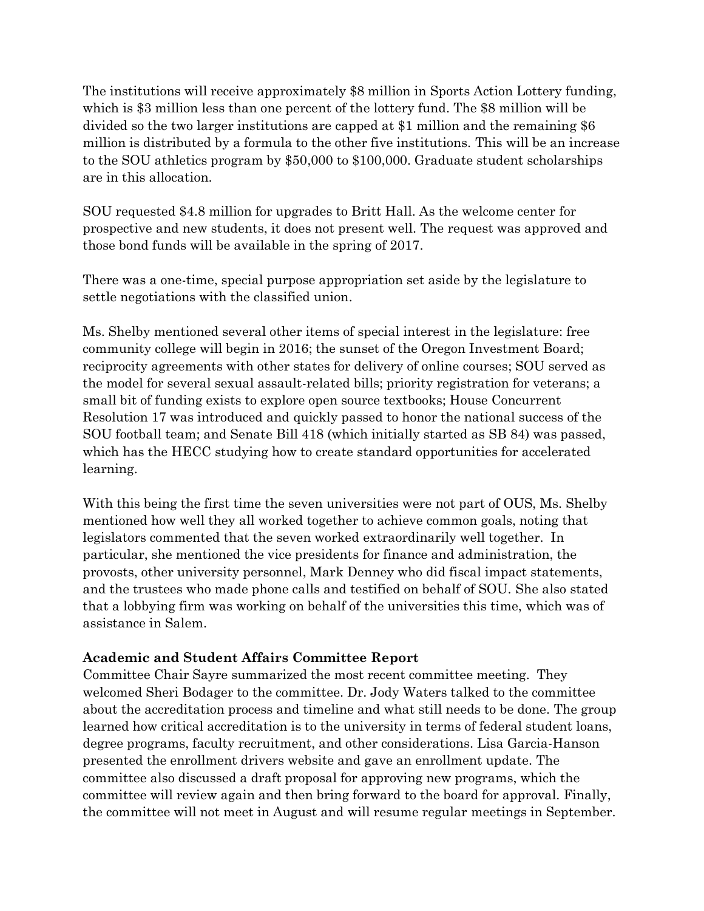The institutions will receive approximately $8 million in Sports Action Lottery funding, which is $3 million less than one percent of the lottery fund. The $8 million will be divided so the two larger institutions are capped at $1 million and the remaining $6 million is distributed by a formula to the other five institutions. This will be an increase to the SOU athletics program by $50,000 to $100,000. Graduate student scholarships are in this allocation.

SOU requested $4.8 million for upgrades to Britt Hall. As the welcome center for prospective and new students, it does not present well. The request was approved and those bond funds will be available in the spring of 2017.

There was a one-time, special purpose appropriation set aside by the legislature to settle negotiations with the classified union.

Ms. Shelby mentioned several other items of special interest in the legislature: free community college will begin in 2016; the sunset of the Oregon Investment Board; reciprocity agreements with other states for delivery of online courses; SOU served as the model for several sexual assault-related bills; priority registration for veterans; a small bit of funding exists to explore open source textbooks; House Concurrent Resolution 17 was introduced and quickly passed to honor the national success of the SOU football team; and Senate Bill 418 (which initially started as SB 84) was passed, which has the HECC studying how to create standard opportunities for accelerated learning.

With this being the first time the seven universities were not part of OUS, Ms. Shelby mentioned how well they all worked together to achieve common goals, noting that legislators commented that the seven worked extraordinarily well together. In particular, she mentioned the vice presidents for finance and administration, the provosts, other university personnel, Mark Denney who did fiscal impact statements, and the trustees who made phone calls and testified on behalf of SOU. She also stated that a lobbying firm was working on behalf of the universities this time, which was of assistance in Salem.

**Academic and Student Affairs Committee Report**

Committee Chair Sayre summarized the most recent committee meeting. They welcomed Sheri Bodager to the committee. Dr. Jody Waters talked to the committee about the accreditation process and timeline and what still needs to be done. The group learned how critical accreditation is to the university in terms of federal student loans, degree programs, faculty recruitment, and other considerations. Lisa Garcia-Hanson presented the enrollment drivers website and gave an enrollment update. The committee also discussed a draft proposal for approving new programs, which the committee will review again and then bring forward to the board for approval. Finally, the committee will not meet in August and will resume regular meetings in September.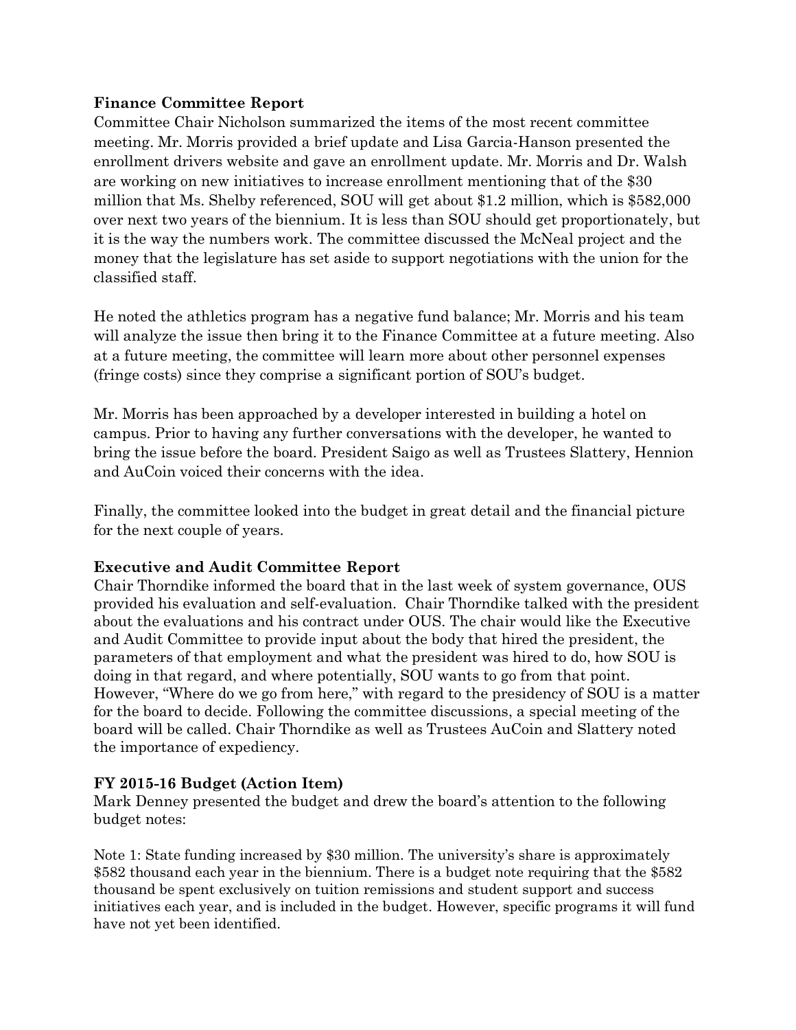**Finance Committee Report**

Committee Chair Nicholson summarized the items of the most recent committee meeting. Mr. Morris provided a brief update and Lisa Garcia-Hanson presented the enrollment drivers website and gave an enrollment update. Mr. Morris and Dr. Walsh are working on new initiatives to increase enrollment mentioning that of the $30 million that Ms. Shelby referenced, SOU will get about $1.2 million, which is $582,000 over next two years of the biennium. It is less than SOU should get proportionately, but it is the way the numbers work. The committee discussed the McNeal project and the money that the legislature has set aside to support negotiations with the union for the classified staff.

He noted the athletics program has a negative fund balance; Mr. Morris and his team will analyze the issue then bring it to the Finance Committee at a future meeting. Also at a future meeting, the committee will learn more about other personnel expenses (fringe costs) since they comprise a significant portion of SOU's budget.

Mr. Morris has been approached by a developer interested in building a hotel on campus. Prior to having any further conversations with the developer, he wanted to bring the issue before the board. President Saigo as well as Trustees Slattery, Hennion and AuCoin voiced their concerns with the idea.

Finally, the committee looked into the budget in great detail and the financial picture for the next couple of years.

**Executive and Audit Committee Report**

Chair Thorndike informed the board that in the last week of system governance, OUS provided his evaluation and self-evaluation. Chair Thorndike talked with the president about the evaluations and his contract under OUS. The chair would like the Executive and Audit Committee to provide input about the body that hired the president, the parameters of that employment and what the president was hired to do, how SOU is doing in that regard, and where potentially, SOU wants to go from that point. However, "Where do we go from here," with regard to the presidency of SOU is a matter for the board to decide. Following the committee discussions, a special meeting of the board will be called. Chair Thorndike as well as Trustees AuCoin and Slattery noted the importance of expediency.

**FY 2015-16 Budget (Action Item)**

Mark Denney presented the budget and drew the board's attention to the following budget notes:

Note 1: State funding increased by $30 million. The university's share is approximately $582 thousand each year in the biennium. There is a budget note requiring that the $582 thousand be spent exclusively on tuition remissions and student support and success initiatives each year, and is included in the budget. However, specific programs it will fund have not yet been identified.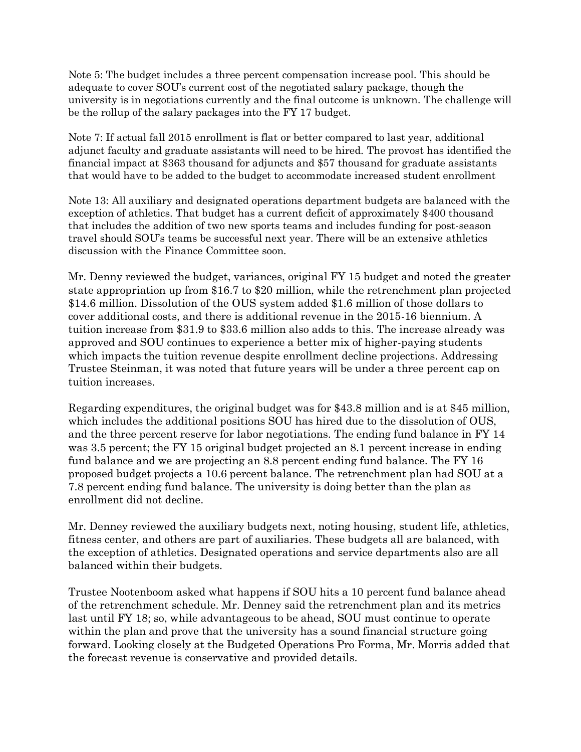Note 5: The budget includes a three percent compensation increase pool. This should be adequate to cover SOU's current cost of the negotiated salary package, though the university is in negotiations currently and the final outcome is unknown. The challenge will be the rollup of the salary packages into the FY 17 budget.

Note 7: If actual fall 2015 enrollment is flat or better compared to last year, additional adjunct faculty and graduate assistants will need to be hired. The provost has identified the financial impact at $363 thousand for adjuncts and $57 thousand for graduate assistants that would have to be added to the budget to accommodate increased student enrollment

Note 13: All auxiliary and designated operations department budgets are balanced with the exception of athletics. That budget has a current deficit of approximately $400 thousand that includes the addition of two new sports teams and includes funding for post-season travel should SOU's teams be successful next year. There will be an extensive athletics discussion with the Finance Committee soon.

Mr. Denny reviewed the budget, variances, original FY 15 budget and noted the greater state appropriation up from $16.7 to $20 million, while the retrenchment plan projected $14.6 million. Dissolution of the OUS system added $1.6 million of those dollars to cover additional costs, and there is additional revenue in the 2015-16 biennium. A tuition increase from $31.9 to $33.6 million also adds to this. The increase already was approved and SOU continues to experience a better mix of higher-paying students which impacts the tuition revenue despite enrollment decline projections. Addressing Trustee Steinman, it was noted that future years will be under a three percent cap on tuition increases.

Regarding expenditures, the original budget was for $43.8 million and is at $45 million, which includes the additional positions SOU has hired due to the dissolution of OUS, and the three percent reserve for labor negotiations. The ending fund balance in FY 14 was 3.5 percent; the FY 15 original budget projected an 8.1 percent increase in ending fund balance and we are projecting an 8.8 percent ending fund balance. The FY 16 proposed budget projects a 10.6 percent balance. The retrenchment plan had SOU at a 7.8 percent ending fund balance. The university is doing better than the plan as enrollment did not decline.

Mr. Denney reviewed the auxiliary budgets next, noting housing, student life, athletics, fitness center, and others are part of auxiliaries. These budgets all are balanced, with the exception of athletics. Designated operations and service departments also are all balanced within their budgets.

Trustee Nootenboom asked what happens if SOU hits a 10 percent fund balance ahead of the retrenchment schedule. Mr. Denney said the retrenchment plan and its metrics last until FY 18; so, while advantageous to be ahead, SOU must continue to operate within the plan and prove that the university has a sound financial structure going forward. Looking closely at the Budgeted Operations Pro Forma, Mr. Morris added that the forecast revenue is conservative and provided details.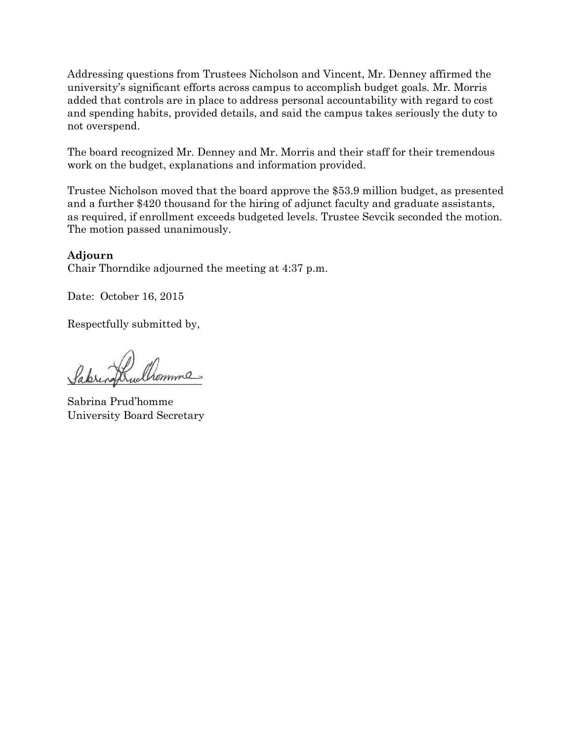Addressing questions from Trustees Nicholson and Vincent, Mr. Denney affirmed the university's significant efforts across campus to accomplish budget goals. Mr. Morris added that controls are in place to address personal accountability with regard to cost and spending habits, provided details, and said the campus takes seriously the duty to not overspend.

The board recognized Mr. Denney and Mr. Morris and their staff for their tremendous work on the budget, explanations and information provided.

Trustee Nicholson moved that the board approve the $53.9 million budget, as presented and a further $420 thousand for the hiring of adjunct faculty and graduate assistants, as required, if enrollment exceeds budgeted levels. Trustee Sevcik seconded the motion. The motion passed unanimously.

**Adjourn**
Chair Thorndike adjourned the meeting at 4:37 p.m.

Date: October 16, 2015

Respectfully submitted by,

Sabrina Prud'homme
University Board Secretary